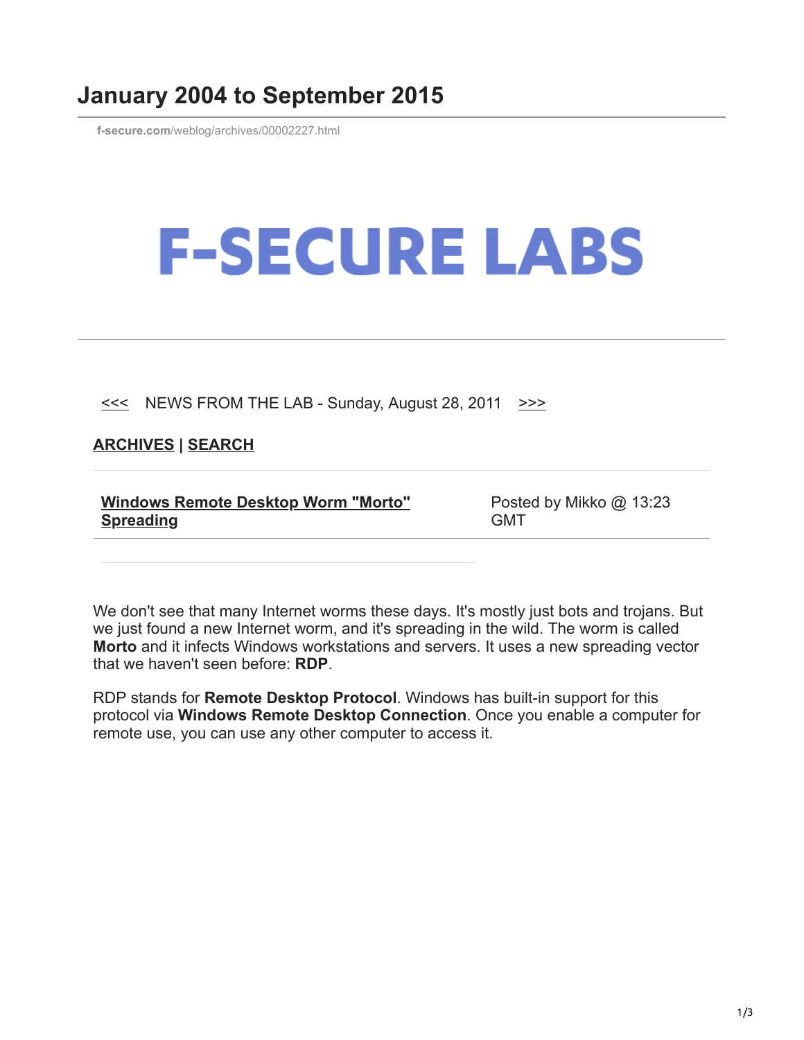# January 2004 to September 2015

f-secure.com/weblog/archives/00002227.html

# F-SECURE LABS

<<< NEWS FROM THE LAB - Sunday, August 28, 2011 >>>

**ARCHIVES** | **SEARCH**

| **Windows Remote Desktop Worm "Morto" Spreading** | Posted by Mikko @ 13:23 GMT |
| --- | --- |

We don't see that many Internet worms these days. It's mostly just bots and trojans. But we just found a new Internet worm, and it's spreading in the wild. The worm is called **Morto** and it infects Windows workstations and servers. It uses a new spreading vector that we haven't seen before: **RDP**.

RDP stands for **Remote Desktop Protocol**. Windows has built-in support for this protocol via **Windows Remote Desktop Connection**. Once you enable a computer for remote use, you can use any other computer to access it.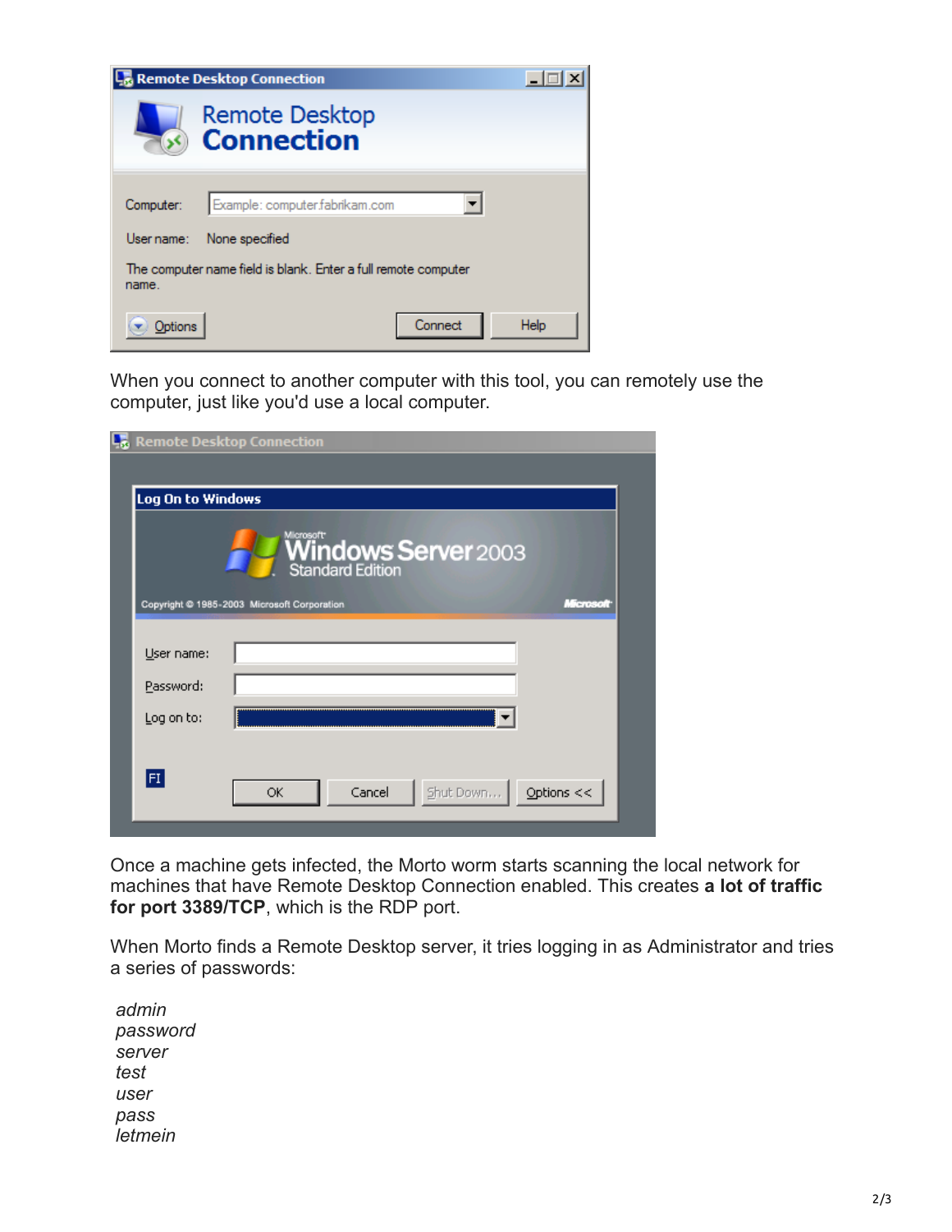When you connect to another computer with this tool, you can remotely use the computer, just like you'd use a local computer.

Once a machine gets infected, the Morto worm starts scanning the local network for machines that have Remote Desktop Connection enabled. This creates **a lot of traffic for port 3389/TCP**, which is the RDP port.

When Morto finds a Remote Desktop server, it tries logging in as Administrator and tries a series of passwords:

*admin*
*password*
*server*
*test*
*user*
*pass*
*letmein*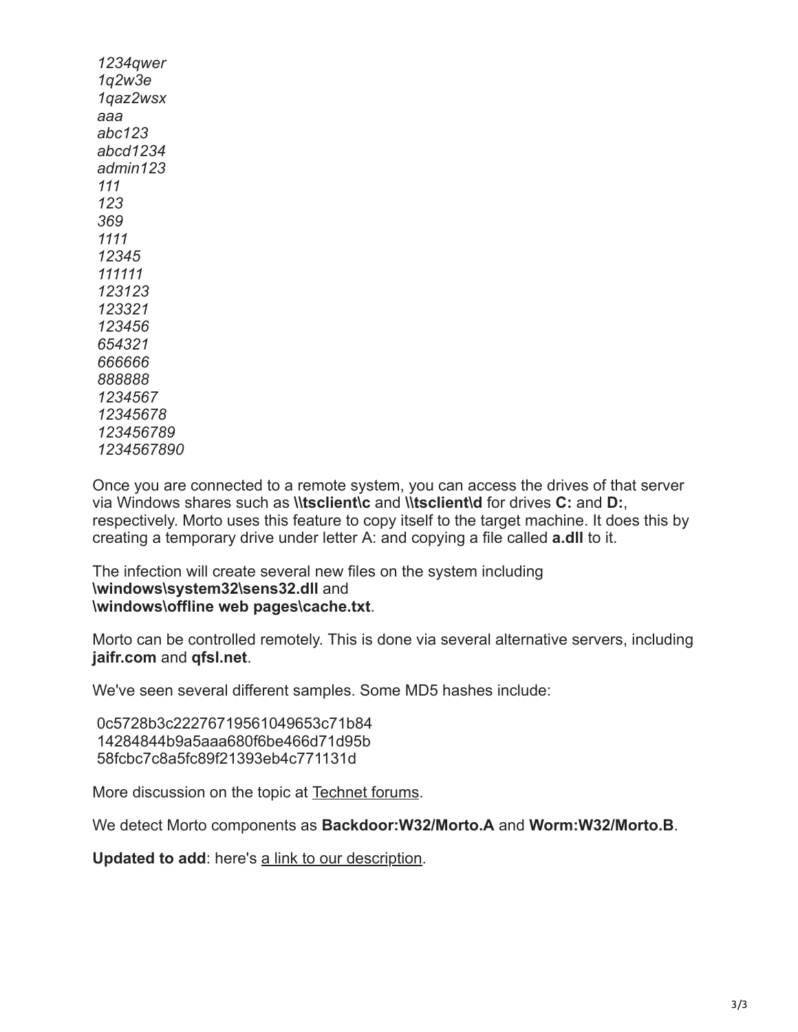*1234qwer*
*1q2w3e*
*1qaz2wsx*
*aaa*
*abc123*
*abcd1234*
*admin123*
*111*
*123*
*369*
*1111*
*12345*
*111111*
*123123*
*123321*
*123456*
*654321*
*666666*
*888888*
*1234567*
*12345678*
*123456789*
*1234567890*

Once you are connected to a remote system, you can access the drives of that server via Windows shares such as **\\tsclient\c** and **\\tsclient\d** for drives **C:** and **D:**, respectively. Morto uses this feature to copy itself to the target machine. It does this by creating a temporary drive under letter A: and copying a file called **a.dll** to it.

The infection will create several new files on the system including
**\windows\system32\sens32.dll** and
**\windows\offline web pages\cache.txt**.

Morto can be controlled remotely. This is done via several alternative servers, including **jaifr.com** and **qfsl.net**.

We've seen several different samples. Some MD5 hashes include:

0c5728b3c22276719561049653c71b84
14284844b9a5aaa680f6be466d71d95b
58fcbc7c8a5fc89f21393eb4c771131d

More discussion on the topic at Technet forums.

We detect Morto components as **Backdoor:W32/Morto.A** and **Worm:W32/Morto.B**.

**Updated to add**: here's a link to our description.